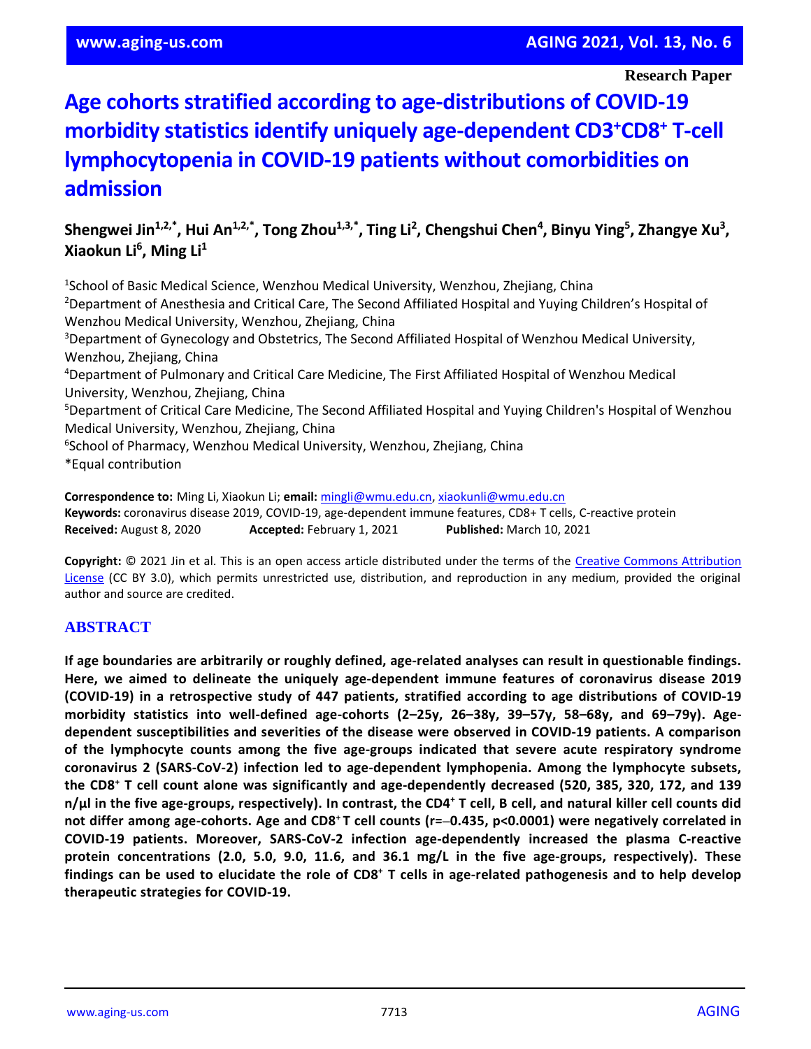**Research Paper**

# Age cohorts stratified according to age-distributions of COVID-19 morbidity statistics identify uniquely age-dependent $CD3^{+}CD8^{+}$ T-cell lymphocytopenia in COVID-19 patients without comorbidities on admission

**Shengwei Jin[1,2,*], Hui An[1,2,*], Tong Zhou[1,3,*], Ting Li[2], Chengshui Chen[4], Binyu Ying[5], Zhangye Xu[3], Xiaokun Li[6], Ming Li[1]**

[1]School of Basic Medical Science, Wenzhou Medical University, Wenzhou, Zhejiang, China
[2]Department of Anesthesia and Critical Care, The Second Affiliated Hospital and Yuying Children's Hospital of Wenzhou Medical University, Wenzhou, Zhejiang, China
[3]Department of Gynecology and Obstetrics, The Second Affiliated Hospital of Wenzhou Medical University, Wenzhou, Zhejiang, China
[4]Department of Pulmonary and Critical Care Medicine, The First Affiliated Hospital of Wenzhou Medical University, Wenzhou, Zhejiang, China
[5]Department of Critical Care Medicine, The Second Affiliated Hospital and Yuying Children's Hospital of Wenzhou Medical University, Wenzhou, Zhejiang, China
[6]School of Pharmacy, Wenzhou Medical University, Wenzhou, Zhejiang, China
*Equal contribution

**Correspondence to:** Ming Li, Xiaokun Li; **email:** mingli@wmu.edu.cn, xiaokunli@wmu.edu.cn
**Keywords:** coronavirus disease 2019, COVID-19, age-dependent immune features, CD8+ T cells, C-reactive protein
**Received:** August 8, 2020 **Accepted:** February 1, 2021 **Published:** March 10, 2021

**Copyright:** © 2021 Jin et al. This is an open access article distributed under the terms of the Creative Commons Attribution License (CC BY 3.0), which permits unrestricted use, distribution, and reproduction in any medium, provided the original author and source are credited.

## ABSTRACT

**If age boundaries are arbitrarily or roughly defined, age-related analyses can result in questionable findings. Here, we aimed to delineate the uniquely age-dependent immune features of coronavirus disease 2019 (COVID-19) in a retrospective study of 447 patients, stratified according to age distributions of COVID-19 morbidity statistics into well-defined age-cohorts (2–25y, 26–38y, 39–57y, 58–68y, and 69–79y). Age-dependent susceptibilities and severities of the disease were observed in COVID-19 patients. A comparison of the lymphocyte counts among the five age-groups indicated that severe acute respiratory syndrome coronavirus 2 (SARS-CoV-2) infection led to age-dependent lymphopenia. Among the lymphocyte subsets, the $CD8^{+}$ T cell count alone was significantly and age-dependently decreased (520, 385, 320, 172, and 139 n/μl in the five age-groups, respectively). In contrast, the $CD4^{+}$ T cell, B cell, and natural killer cell counts did not differ among age-cohorts. Age and $CD8^{+}$ T cell counts ($r=-0.435$, $p<0.0001$) were negatively correlated in COVID-19 patients. Moreover, SARS-CoV-2 infection age-dependently increased the plasma C-reactive protein concentrations (2.0, 5.0, 9.0, 11.6, and 36.1 mg/L in the five age-groups, respectively). These findings can be used to elucidate the role of $CD8^{+}$ T cells in age-related pathogenesis and to help develop therapeutic strategies for COVID-19.**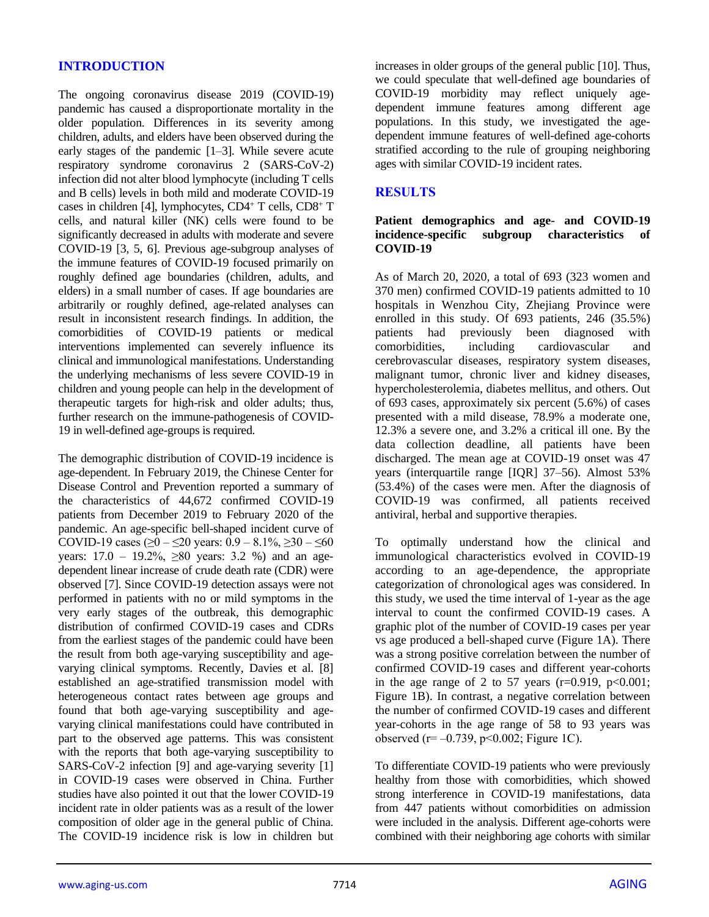## INTRODUCTION

The ongoing coronavirus disease 2019 (COVID-19) pandemic has caused a disproportionate mortality in the older population. Differences in its severity among children, adults, and elders have been observed during the early stages of the pandemic [1–3]. While severe acute respiratory syndrome coronavirus 2 (SARS-CoV-2) infection did not alter blood lymphocyte (including T cells and B cells) levels in both mild and moderate COVID-19 cases in children [4], lymphocytes, $CD4^+$ T cells, $CD8^+$ T cells, and natural killer (NK) cells were found to be significantly decreased in adults with moderate and severe COVID-19 [3, 5, 6]. Previous age-subgroup analyses of the immune features of COVID-19 focused primarily on roughly defined age boundaries (children, adults, and elders) in a small number of cases. If age boundaries are arbitrarily or roughly defined, age-related analyses can result in inconsistent research findings. In addition, the comorbidities of COVID-19 patients or medical interventions implemented can severely influence its clinical and immunological manifestations. Understanding the underlying mechanisms of less severe COVID-19 in children and young people can help in the development of therapeutic targets for high-risk and older adults; thus, further research on the immune-pathogenesis of COVID-19 in well-defined age-groups is required.

The demographic distribution of COVID-19 incidence is age-dependent. In February 2019, the Chinese Center for Disease Control and Prevention reported a summary of the characteristics of 44,672 confirmed COVID-19 patients from December 2019 to February 2020 of the pandemic. An age-specific bell-shaped incident curve of COVID-19 cases (≥0 – ≤20 years: 0.9 – 8.1%, ≥30 – ≤60 years: 17.0 – 19.2%, ≥80 years: 3.2 %) and an age-dependent linear increase of crude death rate (CDR) were observed [7]. Since COVID-19 detection assays were not performed in patients with no or mild symptoms in the very early stages of the outbreak, this demographic distribution of confirmed COVID-19 cases and CDRs from the earliest stages of the pandemic could have been the result from both age-varying susceptibility and age-varying clinical symptoms. Recently, Davies et al. [8] established an age-stratified transmission model with heterogeneous contact rates between age groups and found that both age-varying susceptibility and age-varying clinical manifestations could have contributed in part to the observed age patterns. This was consistent with the reports that both age-varying susceptibility to SARS-CoV-2 infection [9] and age-varying severity [1] in COVID-19 cases were observed in China. Further studies have also pointed it out that the lower COVID-19 incident rate in older patients was as a result of the lower composition of older age in the general public of China. The COVID-19 incidence risk is low in children but increases in older groups of the general public [10]. Thus, we could speculate that well-defined age boundaries of COVID-19 morbidity may reflect uniquely age-dependent immune features among different age populations. In this study, we investigated the age-dependent immune features of well-defined age-cohorts stratified according to the rule of grouping neighboring ages with similar COVID-19 incident rates.

## RESULTS

### Patient demographics and age- and COVID-19 incidence-specific subgroup characteristics of COVID-19

As of March 20, 2020, a total of 693 (323 women and 370 men) confirmed COVID-19 patients admitted to 10 hospitals in Wenzhou City, Zhejiang Province were enrolled in this study. Of 693 patients, 246 (35.5%) patients had previously been diagnosed with comorbidities, including cardiovascular and cerebrovascular diseases, respiratory system diseases, malignant tumor, chronic liver and kidney diseases, hypercholesterolemia, diabetes mellitus, and others. Out of 693 cases, approximately six percent (5.6%) of cases presented with a mild disease, 78.9% a moderate one, 12.3% a severe one, and 3.2% a critical ill one. By the data collection deadline, all patients have been discharged. The mean age at COVID-19 onset was 47 years (interquartile range [IQR] 37–56). Almost 53% (53.4%) of the cases were men. After the diagnosis of COVID-19 was confirmed, all patients received antiviral, herbal and supportive therapies.

To optimally understand how the clinical and immunological characteristics evolved in COVID-19 according to an age-dependence, the appropriate categorization of chronological ages was considered. In this study, we used the time interval of 1-year as the age interval to count the confirmed COVID-19 cases. A graphic plot of the number of COVID-19 cases per year vs age produced a bell-shaped curve (Figure 1A). There was a strong positive correlation between the number of confirmed COVID-19 cases and different year-cohorts in the age range of 2 to 57 years ($r=0.919$, $p<0.001$; Figure 1B). In contrast, a negative correlation between the number of confirmed COVID-19 cases and different year-cohorts in the age range of 58 to 93 years was observed ($r=-0.739$, $p<0.002$; Figure 1C).

To differentiate COVID-19 patients who were previously healthy from those with comorbidities, which showed strong interference in COVID-19 manifestations, data from 447 patients without comorbidities on admission were included in the analysis. Different age-cohorts were combined with their neighboring age cohorts with similar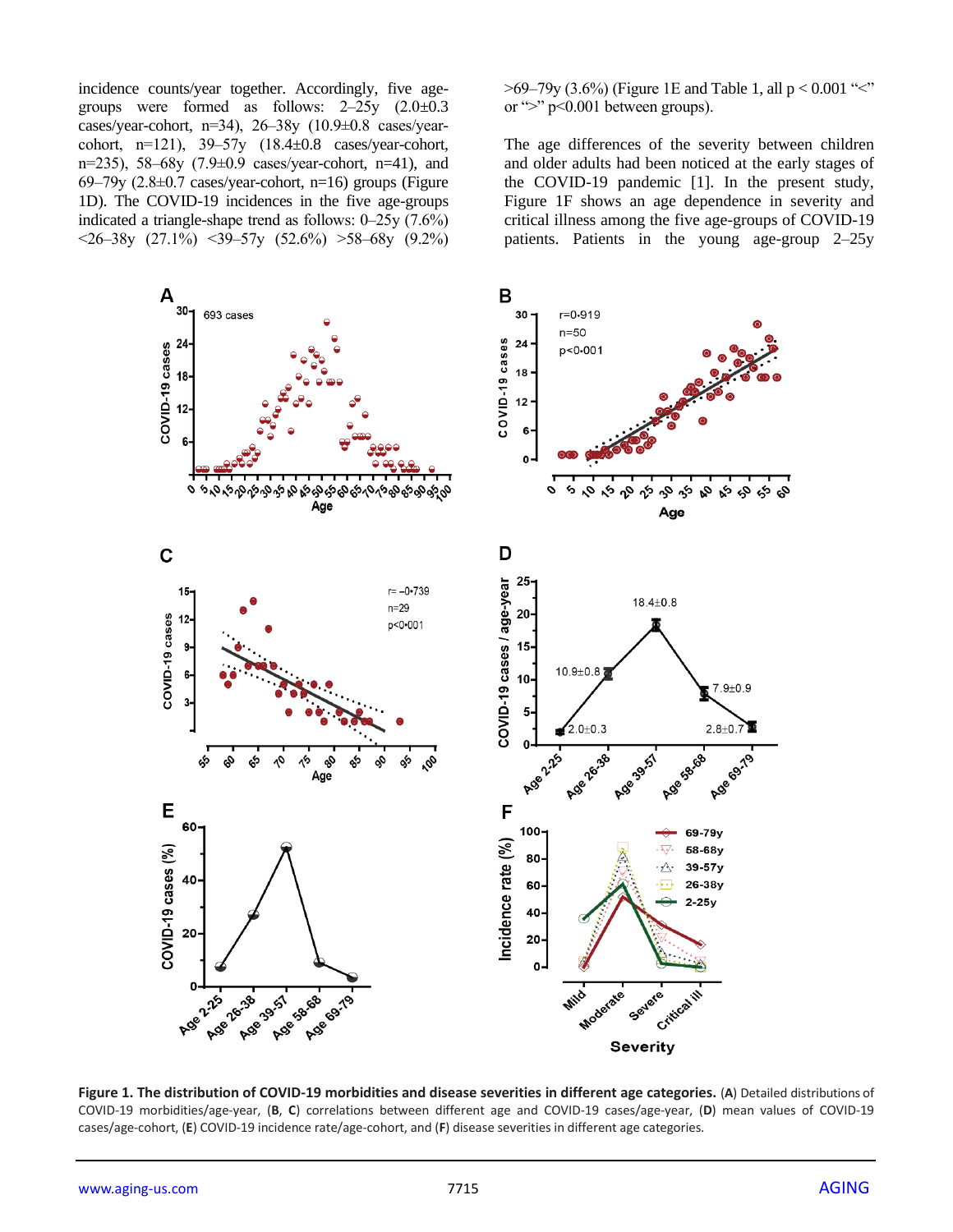incidence counts/year together. Accordingly, five age-groups were formed as follows: 2–25y (2.0±0.3 cases/year-cohort, n=34), 26–38y (10.9±0.8 cases/year-cohort, n=121), 39–57y (18.4±0.8 cases/year-cohort, n=235), 58–68y (7.9±0.9 cases/year-cohort, n=41), and 69–79y (2.8±0.7 cases/year-cohort, n=16) groups (Figure 1D). The COVID-19 incidences in the five age-groups indicated a triangle-shape trend as follows: 0–25y (7.6%) <26–38y (27.1%) <39–57y (52.6%) >58–68y (9.2%) >69–79y (3.6%) (Figure 1E and Table 1, all $p < 0.001$ "<" or ">" $p<0.001$ between groups).

The age differences of the severity between children and older adults had been noticed at the early stages of the COVID-19 pandemic [1]. In the present study, Figure 1F shows an age dependence in severity and critical illness among the five age-groups of COVID-19 patients. Patients in the young age-group 2–25y

**Figure 1. The distribution of COVID-19 morbidities and disease severities in different age categories.** (**A**) Detailed distributions of COVID-19 morbidities/age-year, (**B**, **C**) correlations between different age and COVID-19 cases/age-year, (**D**) mean values of COVID-19 cases/age-cohort, (**E**) COVID-19 incidence rate/age-cohort, and (**F**) disease severities in different age categories.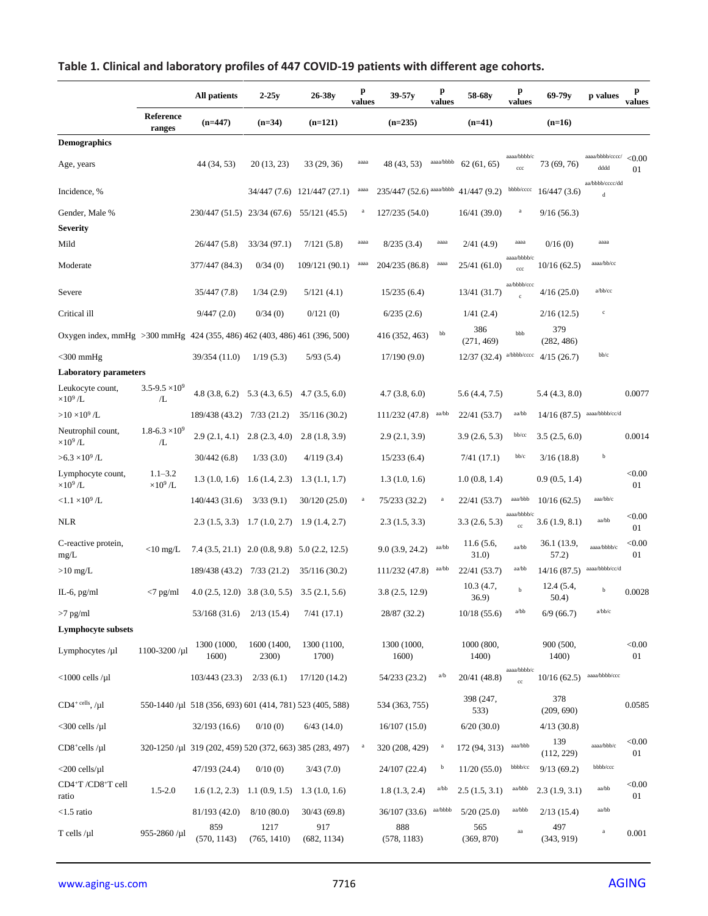**Table 1. Clinical and laboratory profiles of 447 COVID-19 patients with different age cohorts.**

| | | All patients | 2-25y | 26-38y | p values | 39-57y | p values | 58-68y | p values | 69-79y | p values | p values |
|---|---|---|---|---|---|---|---|---|---|---|---|---|
| | Reference ranges | (n=447) | (n=34) | (n=121) | | (n=235) | | (n=41) | | (n=16) | | |
| **Demographics** | | | | | | | | | | | | |
| Age, years | | 44 (34, 53) | 20 (13, 23) | 33 (29, 36) | aaaa | 48 (43, 53) | aaaa/bbbb | 62 (61, 65) | aaaa/bbbb/ccc | 73 (69, 76) | aaaa/bbbb/cccc/dddd | <0.0001 |
| Incidence, % | | | 34/447 (7.6) | 121/447 (27.1) | aaaa | 235/447 (52.6) | aaaa/bbbb | 41/447 (9.2) | bbbb/cccc | 16/447 (3.6) | aa/bbbb/cccc/ddd | |
| Gender, Male % | | 230/447 (51.5) | 23/34 (67.6) | 55/121 (45.5) | a | 127/235 (54.0) | | 16/41 (39.0) | a | 9/16 (56.3) | | |
| **Severity** | | | | | | | | | | | | |
| Mild | | 26/447 (5.8) | 33/34 (97.1) | 7/121 (5.8) | aaaa | 8/235 (3.4) | aaaa | 2/41 (4.9) | aaaa | 0/16 (0) | aaaa | |
| Moderate | | 377/447 (84.3) | 0/34 (0) | 109/121 (90.1) | aaaa | 204/235 (86.8) | aaaa | 25/41 (61.0) | aaaa/bbbb/cccc | 10/16 (62.5) | aaaa/bb/cc | |
| Severe | | 35/447 (7.8) | 1/34 (2.9) | 5/121 (4.1) | | 15/235 (6.4) | | 13/41 (31.7) | aa/bbbb/cccc | 4/16 (25.0) | a/bb/cc | |
| Critical ill | | 9/447 (2.0) | 0/34 (0) | 0/121 (0) | | 6/235 (2.6) | | 1/41 (2.4) | | 2/16 (12.5) | c | |
| Oxygen index, mmHg | >300 mmHg | 424 (355, 486) | 462 (403, 486) | 461 (396, 500) | | 416 (352, 463) | bb | 386 (271, 469) | bbb | 379 (282, 486) | | |
| <300 mmHg | | 39/354 (11.0) | 1/19 (5.3) | 5/93 (5.4) | | 17/190 (9.0) | | 12/37 (32.4) | a/bbbb/cccc | 4/15 (26.7) | bb/c | |
| **Laboratory parameters** | | | | | | | | | | | | |
| Leukocyte count, $\times10^9$ /L | 3.5-9.5 $\times10^9$ /L | 4.8 (3.8, 6.2) | 5.3 (4.3, 6.5) | 4.7 (3.5, 6.0) | | 4.7 (3.8, 6.0) | | 5.6 (4.4, 7.5) | | 5.4 (4.3, 8.0) | | 0.0077 |
| >10 $\times10^9$ /L | | 189/438 (43.2) | 7/33 (21.2) | 35/116 (30.2) | | 111/232 (47.8) | aa/bb | 22/41 (53.7) | aa/bb | 14/16 (87.5) | aaaa/bbbb/cc/d | |
| Neutrophil count, $\times10^9$ /L | 1.8-6.3 $\times10^9$ /L | 2.9 (2.1, 4.1) | 2.8 (2.3, 4.0) | 2.8 (1.8, 3.9) | | 2.9 (2.1, 3.9) | | 3.9 (2.6, 5.3) | bb/cc | 3.5 (2.5, 6.0) | | 0.0014 |
| >6.3 $\times10^9$ /L | | 30/442 (6.8) | 1/33 (3.0) | 4/119 (3.4) | | 15/233 (6.4) | | 7/41 (17.1) | bb/c | 3/16 (18.8) | b | |
| Lymphocyte count, $\times10^9$ /L | 1.1–3.2 $\times10^9$ /L | 1.3 (1.0, 1.6) | 1.6 (1.4, 2.3) | 1.3 (1.1, 1.7) | | 1.3 (1.0, 1.6) | | 1.0 (0.8, 1.4) | | 0.9 (0.5, 1.4) | | <0.0001 |
| <1.1 $\times10^9$ /L | | 140/443 (31.6) | 3/33 (9.1) | 30/120 (25.0) | a | 75/233 (32.2) | a | 22/41 (53.7) | aaa/bbb | 10/16 (62.5) | aaa/bb/c | |
| NLR | | 2.3 (1.5, 3.3) | 1.7 (1.0, 2.7) | 1.9 (1.4, 2.7) | | 2.3 (1.5, 3.3) | | 3.3 (2.6, 5.3) | aaaa/bbbb/cc | 3.6 (1.9, 8.1) | aa/bb | <0.0001 |
| C-reactive protein, mg/L | <10 mg/L | 7.4 (3.5, 21.1) | 2.0 (0.8, 9.8) | 5.0 (2.2, 12.5) | | 9.0 (3.9, 24.2) | aa/bb | 11.6 (5.6, 31.0) | aa/bb | 36.1 (13.9, 57.2) | aaaa/bbbb/c | <0.0001 |
| >10 mg/L | | 189/438 (43.2) | 7/33 (21.2) | 35/116 (30.2) | | 111/232 (47.8) | aa/bb | 22/41 (53.7) | aa/bb | 14/16 (87.5) | aaaa/bbbb/cc/d | |
| IL-6, pg/ml | <7 pg/ml | 4.0 (2.5, 12.0) | 3.8 (3.0, 5.5) | 3.5 (2.1, 5.6) | | 3.8 (2.5, 12.9) | | 10.3 (4.7, 36.9) | b | 12.4 (5.4, 50.4) | b | 0.0028 |
| >7 pg/ml | | 53/168 (31.6) | 2/13 (15.4) | 7/41 (17.1) | | 28/87 (32.2) | | 10/18 (55.6) | a/bb | 6/9 (66.7) | a/bb/c | |
| **Lymphocyte subsets** | | | | | | | | | | | | |
| Lymphocytes /µl | 1100-3200 /µl | 1300 (1000, 1600) | 1600 (1400, 2300) | 1300 (1100, 1700) | | 1300 (1000, 1600) | | 1000 (800, 1400) | | 900 (500, 1400) | | <0.0001 |
| <1000 cells /µl | | 103/443 (23.3) | 2/33 (6.1) | 17/120 (14.2) | | 54/233 (23.2) | a/b | 20/41 (48.8) | aaaa/bbbb/cc | 10/16 (62.5) | aaaa/bbbb/ccc | |
| $CD4^{+}$ cells, /µl | 550-1440 /µl | 518 (356, 693) | 601 (414, 781) | 523 (405, 588) | | 534 (363, 755) | | 398 (247, 533) | | 378 (209, 690) | | 0.0585 |
| <300 cells /µl | | 32/193 (16.6) | 0/10 (0) | 6/43 (14.0) | | 16/107 (15.0) | | 6/20 (30.0) | | 4/13 (30.8) | | |
| $CD8^{+}$cells /µl | 320-1250 /µl | 319 (202, 459) | 520 (372, 663) | 385 (283, 497) | a | 320 (208, 429) | a | 172 (94, 313) | aaa/bbb | 139 (112, 229) | aaaa/bbb/c | <0.0001 |
| <200 cells/µl | | 47/193 (24.4) | 0/10 (0) | 3/43 (7.0) | | 24/107 (22.4) | b | 11/20 (55.0) | bbbb/cc | 9/13 (69.2) | bbbb/ccc | |
| $CD4^{+}$T /$CD8^{+}$T cell ratio | 1.5-2.0 | 1.6 (1.2, 2.3) | 1.1 (0.9, 1.5) | 1.3 (1.0, 1.6) | | 1.8 (1.3, 2.4) | a/bb | 2.5 (1.5, 3.1) | aa/bbb | 2.3 (1.9, 3.1) | aa/bb | <0.0001 |
| <1.5 ratio | | 81/193 (42.0) | 8/10 (80.0) | 30/43 (69.8) | | 36/107 (33.6) | aa/bbbb | 5/20 (25.0) | aa/bbb | 2/13 (15.4) | aa/bb | |
| T cells /µl | 955-2860 /µl | 859 (570, 1143) | 1217 (765, 1410) | 917 (682, 1134) | | 888 (578, 1183) | | 565 (369, 870) | aa | 497 (343, 919) | a | 0.001 |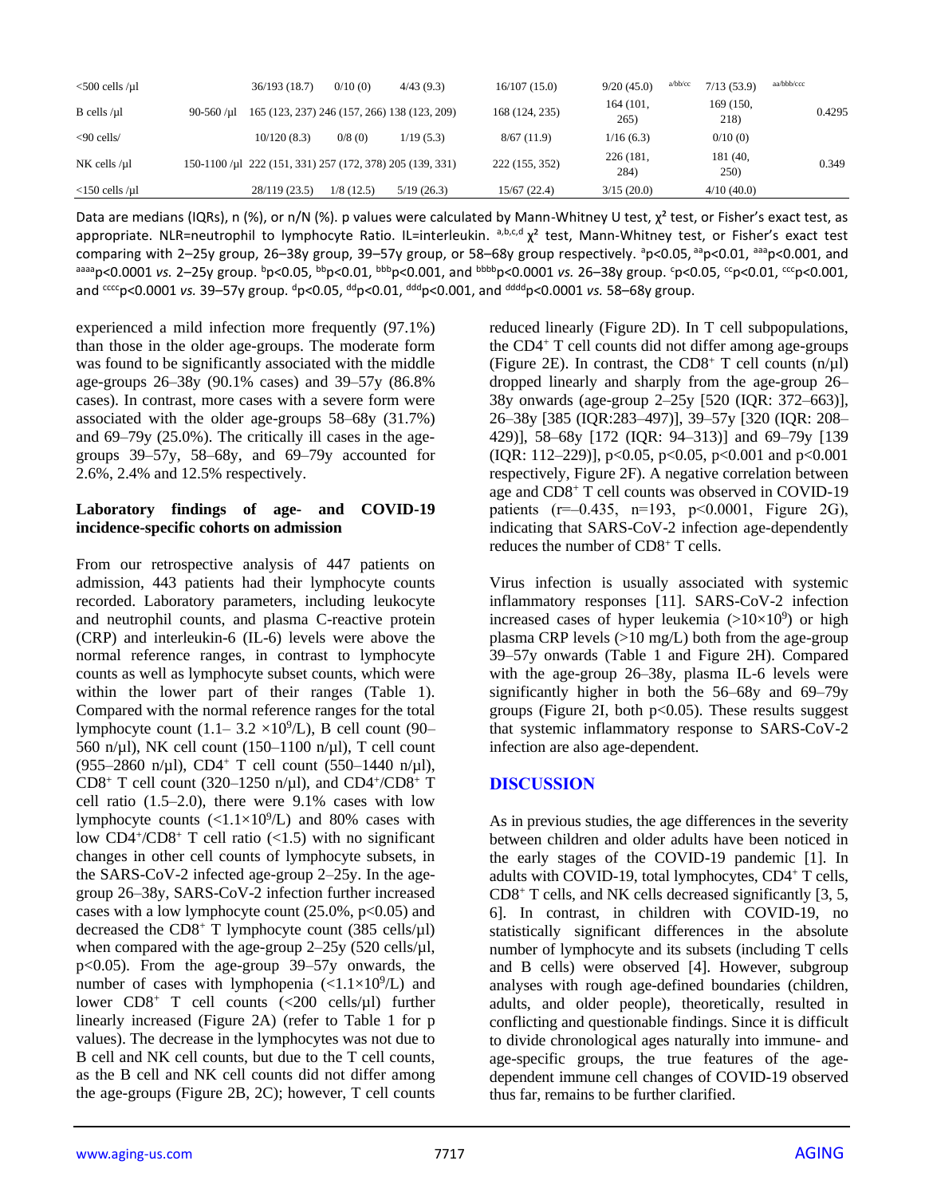| | | | | | | | | |
|---|---|---|---|---|---|---|---|---|
| <500 cells /µl | | 36/193 (18.7) | 0/10 (0) | 4/43 (9.3) | 16/107 (15.0) | 9/20 (45.0) [a/bb/cc] | 7/13 (53.9) [aa/bbb/ccc] | |
| B cells /µl | 90-560 /µl | 165 (123, 237) | 246 (157, 266) | 138 (123, 209) | 168 (124, 235) | 164 (101, 265) | 169 (150, 218) | 0.4295 |
| <90 cells/ | | 10/120 (8.3) | 0/8 (0) | 1/19 (5.3) | 8/67 (11.9) | 1/16 (6.3) | 0/10 (0) | |
| NK cells /µl | 150-1100 /µl | 222 (151, 331) | 257 (172, 378) | 205 (139, 331) | 222 (155, 352) | 226 (181, 284) | 181 (40, 250) | 0.349 |
| <150 cells /µl | | 28/119 (23.5) | 1/8 (12.5) | 5/19 (26.3) | 15/67 (22.4) | 3/15 (20.0) | 4/10 (40.0) | |

Data are medians (IQRs), n (%), or n/N (%). p values were calculated by Mann-Whitney U test, $\chi^2$ test, or Fisher's exact test, as appropriate. NLR=neutrophil to lymphocyte Ratio. IL=interleukin. [a,b,c,d] $\chi^2$ test, Mann-Whitney test, or Fisher's exact test comparing with 2–25y group, 26–38y group, 39–57y group, or 58–68y group respectively. [a]p<0.05, [aa]p<0.01, [aaa]p<0.001, and [aaaa]p<0.0001 *vs.* 2–25y group. [b]p<0.05, [bb]p<0.01, [bbb]p<0.001, and [bbbb]p<0.0001 *vs.* 26–38y group. [c]p<0.05, [cc]p<0.01, [ccc]p<0.001, and [cccc]p<0.0001 *vs.* 39–57y group. [d]p<0.05, [dd]p<0.01, [ddd]p<0.001, and [dddd]p<0.0001 *vs.* 58–68y group.

experienced a mild infection more frequently (97.1%) than those in the older age-groups. The moderate form was found to be significantly associated with the middle age-groups 26–38y (90.1% cases) and 39–57y (86.8% cases). In contrast, more cases with a severe form were associated with the older age-groups 58–68y (31.7%) and 69–79y (25.0%). The critically ill cases in the age-groups 39–57y, 58–68y, and 69–79y accounted for 2.6%, 2.4% and 12.5% respectively.

**Laboratory findings of age- and COVID-19 incidence-specific cohorts on admission**

From our retrospective analysis of 447 patients on admission, 443 patients had their lymphocyte counts recorded. Laboratory parameters, including leukocyte and neutrophil counts, and plasma C-reactive protein (CRP) and interleukin-6 (IL-6) levels were above the normal reference ranges, in contrast to lymphocyte counts as well as lymphocyte subset counts, which were within the lower part of their ranges (Table 1). Compared with the normal reference ranges for the total lymphocyte count (1.1– 3.2 $\times 10^9$/L), B cell count (90–560 n/µl), NK cell count (150–1100 n/µl), T cell count (955–2860 n/µl), $CD4^+$ T cell count (550–1440 n/µl), $CD8^+$ T cell count (320–1250 n/µl), and $CD4^+/CD8^+$ T cell ratio (1.5–2.0), there were 9.1% cases with low lymphocyte counts ($<1.1\times10^9$/L) and 80% cases with low $CD4^+/CD8^+$ T cell ratio (<1.5) with no significant changes in other cell counts of lymphocyte subsets, in the SARS-CoV-2 infected age-group 2–25y. In the age-group 26–38y, SARS-CoV-2 infection further increased cases with a low lymphocyte count (25.0%, $p<0.05$) and decreased the $CD8^+$ T lymphocyte count (385 cells/µl) when compared with the age-group 2–25y (520 cells/µl, $p<0.05$). From the age-group 39–57y onwards, the number of cases with lymphopenia ($<1.1\times10^9$/L) and lower $CD8^+$ T cell counts (<200 cells/µl) further linearly increased (Figure 2A) (refer to Table 1 for p values). The decrease in the lymphocytes was not due to B cell and NK cell counts, but due to the T cell counts, as the B cell and NK cell counts did not differ among the age-groups (Figure 2B, 2C); however, T cell counts reduced linearly (Figure 2D). In T cell subpopulations, the $CD4^+$ T cell counts did not differ among age-groups (Figure 2E). In contrast, the $CD8^+$ T cell counts (n/µl) dropped linearly and sharply from the age-group 26–38y onwards (age-group 2–25y [520 (IQR: 372–663)], 26–38y [385 (IQR:283–497)], 39–57y [320 (IQR: 208–429)], 58–68y [172 (IQR: 94–313)] and 69–79y [139 (IQR: 112–229)], $p<0.05$, $p<0.05$, $p<0.001$ and $p<0.001$ respectively, Figure 2F). A negative correlation between age and $CD8^+$ T cell counts was observed in COVID-19 patients ($r=-0.435$, $n=193$, $p<0.0001$, Figure 2G), indicating that SARS-CoV-2 infection age-dependently reduces the number of $CD8^+$ T cells.

Virus infection is usually associated with systemic inflammatory responses [11]. SARS-CoV-2 infection increased cases of hyper leukemia ($>10\times10^9$) or high plasma CRP levels (>10 mg/L) both from the age-group 39–57y onwards (Table 1 and Figure 2H). Compared with the age-group 26–38y, plasma IL-6 levels were significantly higher in both the 56–68y and 69–79y groups (Figure 2I, both $p<0.05$). These results suggest that systemic inflammatory response to SARS-CoV-2 infection are also age-dependent.

## DISCUSSION

As in previous studies, the age differences in the severity between children and older adults have been noticed in the early stages of the COVID-19 pandemic [1]. In adults with COVID-19, total lymphocytes, $CD4^+$ T cells, $CD8^+$ T cells, and NK cells decreased significantly [3, 5, 6]. In contrast, in children with COVID-19, no statistically significant differences in the absolute number of lymphocyte and its subsets (including T cells and B cells) were observed [4]. However, subgroup analyses with rough age-defined boundaries (children, adults, and older people), theoretically, resulted in conflicting and questionable findings. Since it is difficult to divide chronological ages naturally into immune- and age-specific groups, the true features of the age-dependent immune cell changes of COVID-19 observed thus far, remains to be further clarified.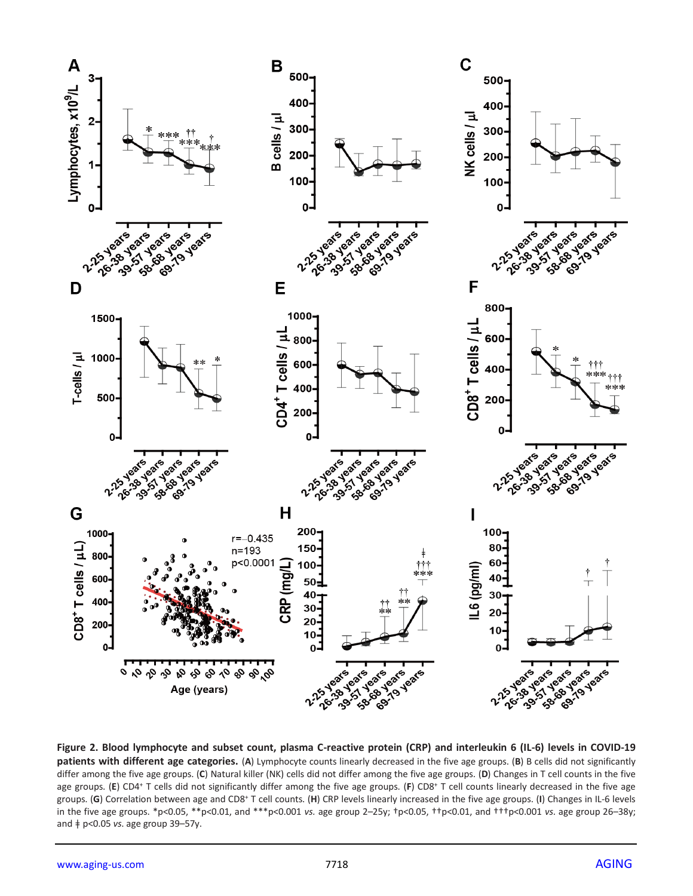**Figure 2. Blood lymphocyte and subset count, plasma C-reactive protein (CRP) and interleukin 6 (IL-6) levels in COVID-19 patients with different age categories.** (**A**) Lymphocyte counts linearly decreased in the five age groups. (**B**) B cells did not significantly differ among the five age groups. (**C**) Natural killer (NK) cells did not differ among the five age groups. (**D**) Changes in T cell counts in the five age groups. (**E**) CD4+ T cells did not significantly differ among the five age groups. (**F**) CD8+ T cell counts linearly decreased in the five age groups. (**G**) Correlation between age and CD8+ T cell counts. (**H**) CRP levels linearly increased in the five age groups. (**I**) Changes in IL-6 levels in the five age groups. *p<0.05, **p<0.01, and ***p<0.001 *vs.* age group 2–25y; †p<0.05, ††p<0.01, and †††p<0.001 *vs.* age group 26–38y; and ǂ p<0.05 *vs.* age group 39–57y.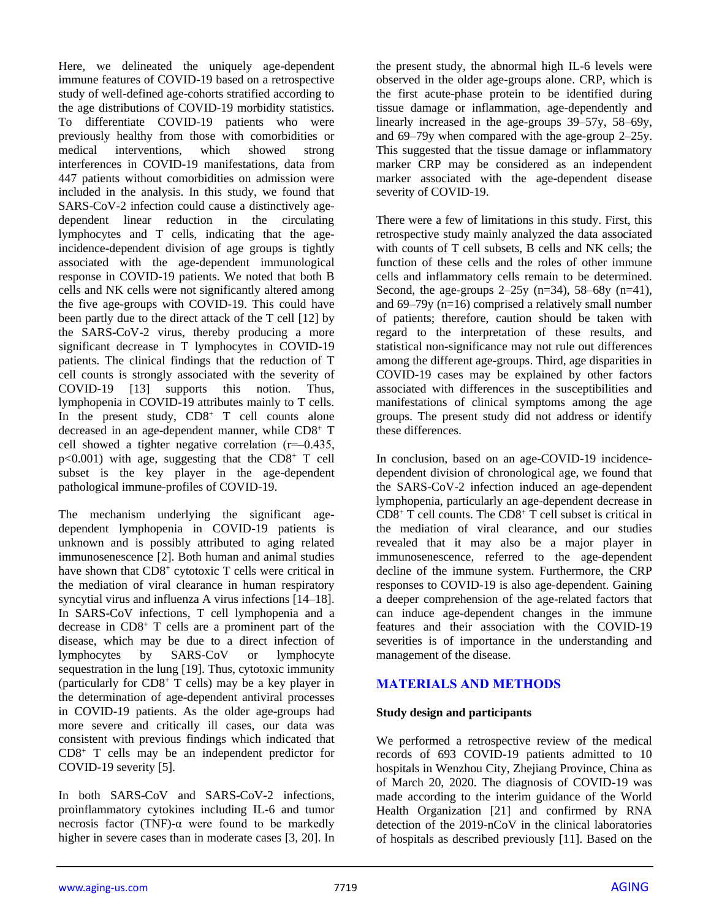Here, we delineated the uniquely age-dependent immune features of COVID-19 based on a retrospective study of well-defined age-cohorts stratified according to the age distributions of COVID-19 morbidity statistics. To differentiate COVID-19 patients who were previously healthy from those with comorbidities or medical interventions, which showed strong interferences in COVID-19 manifestations, data from 447 patients without comorbidities on admission were included in the analysis. In this study, we found that SARS-CoV-2 infection could cause a distinctively age-dependent linear reduction in the circulating lymphocytes and T cells, indicating that the age-incidence-dependent division of age groups is tightly associated with the age-dependent immunological response in COVID-19 patients. We noted that both B cells and NK cells were not significantly altered among the five age-groups with COVID-19. This could have been partly due to the direct attack of the T cell [12] by the SARS-CoV-2 virus, thereby producing a more significant decrease in T lymphocytes in COVID-19 patients. The clinical findings that the reduction of T cell counts is strongly associated with the severity of COVID-19 [13] supports this notion. Thus, lymphopenia in COVID-19 attributes mainly to T cells. In the present study, $CD8^+$ T cell counts alone decreased in an age-dependent manner, while $CD8^+$ T cell showed a tighter negative correlation ($r=-0.435$, $p<0.001$) with age, suggesting that the $CD8^+$ T cell subset is the key player in the age-dependent pathological immune-profiles of COVID-19.

The mechanism underlying the significant age-dependent lymphopenia in COVID-19 patients is unknown and is possibly attributed to aging related immunosenescence [2]. Both human and animal studies have shown that $CD8^+$ cytotoxic T cells were critical in the mediation of viral clearance in human respiratory syncytial virus and influenza A virus infections [14–18]. In SARS-CoV infections, T cell lymphopenia and a decrease in $CD8^+$ T cells are a prominent part of the disease, which may be due to a direct infection of lymphocytes by SARS-CoV or lymphocyte sequestration in the lung [19]. Thus, cytotoxic immunity (particularly for $CD8^+$ T cells) may be a key player in the determination of age-dependent antiviral processes in COVID-19 patients. As the older age-groups had more severe and critically ill cases, our data was consistent with previous findings which indicated that $CD8^+$ T cells may be an independent predictor for COVID-19 severity [5].

In both SARS-CoV and SARS-CoV-2 infections, proinflammatory cytokines including IL-6 and tumor necrosis factor (TNF)-α were found to be markedly higher in severe cases than in moderate cases [3, 20]. In the present study, the abnormal high IL-6 levels were observed in the older age-groups alone. CRP, which is the first acute-phase protein to be identified during tissue damage or inflammation, age-dependently and linearly increased in the age-groups 39–57y, 58–69y, and 69–79y when compared with the age-group 2–25y. This suggested that the tissue damage or inflammatory marker CRP may be considered as an independent marker associated with the age-dependent disease severity of COVID-19.

There were a few of limitations in this study. First, this retrospective study mainly analyzed the data associated with counts of T cell subsets, B cells and NK cells; the function of these cells and the roles of other immune cells and inflammatory cells remain to be determined. Second, the age-groups 2–25y (n=34), 58–68y (n=41), and 69–79y (n=16) comprised a relatively small number of patients; therefore, caution should be taken with regard to the interpretation of these results, and statistical non-significance may not rule out differences among the different age-groups. Third, age disparities in COVID-19 cases may be explained by other factors associated with differences in the susceptibilities and manifestations of clinical symptoms among the age groups. The present study did not address or identify these differences.

In conclusion, based on an age-COVID-19 incidence-dependent division of chronological age, we found that the SARS-CoV-2 infection induced an age-dependent lymphopenia, particularly an age-dependent decrease in $CD8^+$ T cell counts. The $CD8^+$ T cell subset is critical in the mediation of viral clearance, and our studies revealed that it may also be a major player in immunosenescence, referred to the age-dependent decline of the immune system. Furthermore, the CRP responses to COVID-19 is also age-dependent. Gaining a deeper comprehension of the age-related factors that can induce age-dependent changes in the immune features and their association with the COVID-19 severities is of importance in the understanding and management of the disease.

## MATERIALS AND METHODS

### Study design and participants

We performed a retrospective review of the medical records of 693 COVID-19 patients admitted to 10 hospitals in Wenzhou City, Zhejiang Province, China as of March 20, 2020. The diagnosis of COVID-19 was made according to the interim guidance of the World Health Organization [21] and confirmed by RNA detection of the 2019-nCoV in the clinical laboratories of hospitals as described previously [11]. Based on the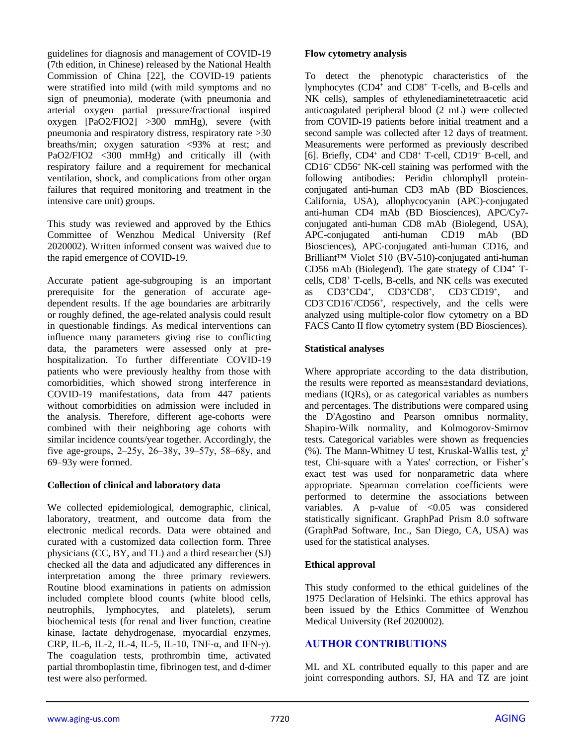guidelines for diagnosis and management of COVID-19 (7th edition, in Chinese) released by the National Health Commission of China [22], the COVID-19 patients were stratified into mild (with mild symptoms and no sign of pneumonia), moderate (with pneumonia and arterial oxygen partial pressure/fractional inspired oxygen [PaO2/FIO2] >300 mmHg), severe (with pneumonia and respiratory distress, respiratory rate >30 breaths/min; oxygen saturation <93% at rest; and PaO2/FIO2 <300 mmHg) and critically ill (with respiratory failure and a requirement for mechanical ventilation, shock, and complications from other organ failures that required monitoring and treatment in the intensive care unit) groups.

This study was reviewed and approved by the Ethics Committee of Wenzhou Medical University (Ref 2020002). Written informed consent was waived due to the rapid emergence of COVID-19.

Accurate patient age-subgrouping is an important prerequisite for the generation of accurate age-dependent results. If the age boundaries are arbitrarily or roughly defined, the age-related analysis could result in questionable findings. As medical interventions can influence many parameters giving rise to conflicting data, the parameters were assessed only at pre-hospitalization. To further differentiate COVID-19 patients who were previously healthy from those with comorbidities, which showed strong interference in COVID-19 manifestations, data from 447 patients without comorbidities on admission were included in the analysis. Therefore, different age-cohorts were combined with their neighboring age cohorts with similar incidence counts/year together. Accordingly, the five age-groups, 2–25y, 26–38y, 39–57y, 58–68y, and 69–93y were formed.

### Collection of clinical and laboratory data

We collected epidemiological, demographic, clinical, laboratory, treatment, and outcome data from the electronic medical records. Data were obtained and curated with a customized data collection form. Three physicians (CC, BY, and TL) and a third researcher (SJ) checked all the data and adjudicated any differences in interpretation among the three primary reviewers. Routine blood examinations in patients on admission included complete blood counts (white blood cells, neutrophils, lymphocytes, and platelets), serum biochemical tests (for renal and liver function, creatine kinase, lactate dehydrogenase, myocardial enzymes, CRP, IL-6, IL-2, IL-4, IL-5, IL-10, TNF-α, and IFN-γ). The coagulation tests, prothrombin time, activated partial thromboplastin time, fibrinogen test, and d-dimer test were also performed.

### Flow cytometry analysis

To detect the phenotypic characteristics of the lymphocytes ($CD4^+$ and $CD8^+$ T-cells, and B-cells and NK cells), samples of ethylenediaminetetraacetic acid anticoagulated peripheral blood (2 mL) were collected from COVID-19 patients before initial treatment and a second sample was collected after 12 days of treatment. Measurements were performed as previously described [6]. Briefly, $CD4^+$ and $CD8^+$ T-cell, $CD19^+$ B-cell, and $CD16^+ CD56^+$ NK-cell staining was performed with the following antibodies: Peridin chlorophyll protein-conjugated anti-human CD3 mAb (BD Biosciences, California, USA), allophycocyanin (APC)-conjugated anti-human CD4 mAb (BD Biosciences), APC/Cy7-conjugated anti-human CD8 mAb (Biolegend, USA), APC-conjugated anti-human CD19 mAb (BD Biosciences), APC-conjugated anti-human CD16, and Brilliant™ Violet 510 (BV-510)-conjugated anti-human CD56 mAb (Biolegend). The gate strategy of $CD4^+$ T-cells, $CD8^+$ T-cells, B-cells, and NK cells was executed as $CD3^+CD4^+$, $CD3^+CD8^+$, $CD3^-CD19^+$, and $CD3^-CD16^+/CD56^+$, respectively, and the cells were analyzed using multiple-color flow cytometry on a BD FACS Canto II flow cytometry system (BD Biosciences).

### Statistical analyses

Where appropriate according to the data distribution, the results were reported as means±standard deviations, medians (IQRs), or as categorical variables as numbers and percentages. The distributions were compared using the D'Agostino and Pearson omnibus normality, Shapiro-Wilk normality, and Kolmogorov-Smirnov tests. Categorical variables were shown as frequencies (%). The Mann-Whitney U test, Kruskal-Wallis test, $\chi^2$ test, Chi-square with a Yates' correction, or Fisher's exact test was used for nonparametric data where appropriate. Spearman correlation coefficients were performed to determine the associations between variables. A p-value of <0.05 was considered statistically significant. GraphPad Prism 8.0 software (GraphPad Software, Inc., San Diego, CA, USA) was used for the statistical analyses.

### Ethical approval

This study conformed to the ethical guidelines of the 1975 Declaration of Helsinki. The ethics approval has been issued by the Ethics Committee of Wenzhou Medical University (Ref 2020002).

## AUTHOR CONTRIBUTIONS

ML and XL contributed equally to this paper and are joint corresponding authors. SJ, HA and TZ are joint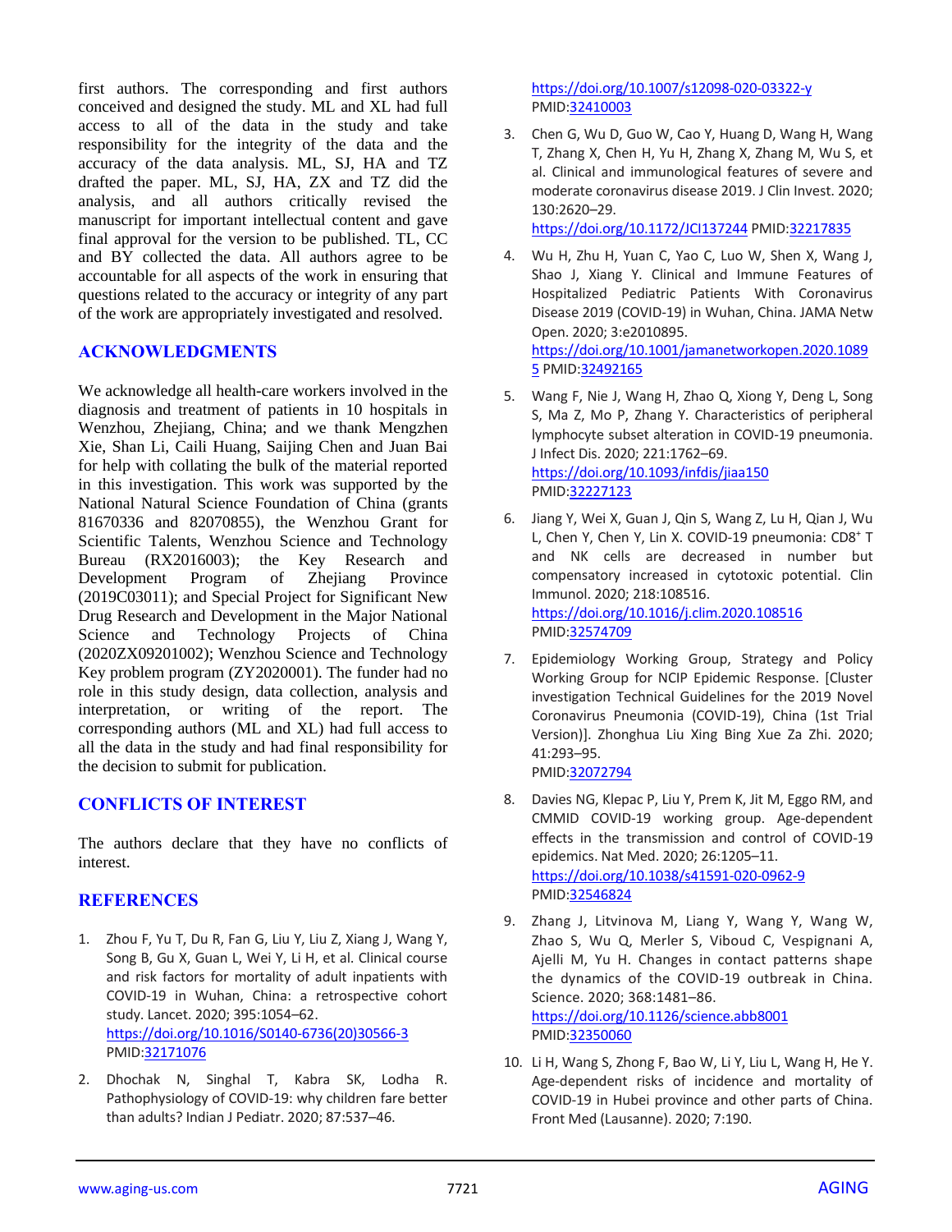first authors. The corresponding and first authors conceived and designed the study. ML and XL had full access to all of the data in the study and take responsibility for the integrity of the data and the accuracy of the data analysis. ML, SJ, HA and TZ drafted the paper. ML, SJ, HA, ZX and TZ did the analysis, and all authors critically revised the manuscript for important intellectual content and gave final approval for the version to be published. TL, CC and BY collected the data. All authors agree to be accountable for all aspects of the work in ensuring that questions related to the accuracy or integrity of any part of the work are appropriately investigated and resolved.

## ACKNOWLEDGMENTS

We acknowledge all health-care workers involved in the diagnosis and treatment of patients in 10 hospitals in Wenzhou, Zhejiang, China; and we thank Mengzhen Xie, Shan Li, Caili Huang, Saijing Chen and Juan Bai for help with collating the bulk of the material reported in this investigation. This work was supported by the National Natural Science Foundation of China (grants 81670336 and 82070855), the Wenzhou Grant for Scientific Talents, Wenzhou Science and Technology Bureau (RX2016003); the Key Research and Development Program of Zhejiang Province (2019C03011); and Special Project for Significant New Drug Research and Development in the Major National Science and Technology Projects of China (2020ZX09201002); Wenzhou Science and Technology Key problem program (ZY2020001). The funder had no role in this study design, data collection, analysis and interpretation, or writing of the report. The corresponding authors (ML and XL) had full access to all the data in the study and had final responsibility for the decision to submit for publication.

## CONFLICTS OF INTEREST

The authors declare that they have no conflicts of interest.

## REFERENCES

1. Zhou F, Yu T, Du R, Fan G, Liu Y, Liu Z, Xiang J, Wang Y, Song B, Gu X, Guan L, Wei Y, Li H, et al. Clinical course and risk factors for mortality of adult inpatients with COVID-19 in Wuhan, China: a retrospective cohort study. Lancet. 2020; 395:1054–62. https://doi.org/10.1016/S0140-6736(20)30566-3 PMID:32171076

2. Dhochak N, Singhal T, Kabra SK, Lodha R. Pathophysiology of COVID-19: why children fare better than adults? Indian J Pediatr. 2020; 87:537–46. https://doi.org/10.1007/s12098-020-03322-y PMID:32410003

3. Chen G, Wu D, Guo W, Cao Y, Huang D, Wang H, Wang T, Zhang X, Chen H, Yu H, Zhang X, Zhang M, Wu S, et al. Clinical and immunological features of severe and moderate coronavirus disease 2019. J Clin Invest. 2020; 130:2620–29. https://doi.org/10.1172/JCI137244 PMID:32217835

4. Wu H, Zhu H, Yuan C, Yao C, Luo W, Shen X, Wang J, Shao J, Xiang Y. Clinical and Immune Features of Hospitalized Pediatric Patients With Coronavirus Disease 2019 (COVID-19) in Wuhan, China. JAMA Netw Open. 2020; 3:e2010895. https://doi.org/10.1001/jamanetworkopen.2020.10895 PMID:32492165

5. Wang F, Nie J, Wang H, Zhao Q, Xiong Y, Deng L, Song S, Ma Z, Mo P, Zhang Y. Characteristics of peripheral lymphocyte subset alteration in COVID-19 pneumonia. J Infect Dis. 2020; 221:1762–69. https://doi.org/10.1093/infdis/jiaa150 PMID:32227123

6. Jiang Y, Wei X, Guan J, Qin S, Wang Z, Lu H, Qian J, Wu L, Chen Y, Chen Y, Lin X. COVID-19 pneumonia: CD8$^+$ T and NK cells are decreased in number but compensatory increased in cytotoxic potential. Clin Immunol. 2020; 218:108516. https://doi.org/10.1016/j.clim.2020.108516 PMID:32574709

7. Epidemiology Working Group, Strategy and Policy Working Group for NCIP Epidemic Response. [Cluster investigation Technical Guidelines for the 2019 Novel Coronavirus Pneumonia (COVID-19), China (1st Trial Version)]. Zhonghua Liu Xing Bing Xue Za Zhi. 2020; 41:293–95. PMID:32072794

8. Davies NG, Klepac P, Liu Y, Prem K, Jit M, Eggo RM, and CMMID COVID-19 working group. Age-dependent effects in the transmission and control of COVID-19 epidemics. Nat Med. 2020; 26:1205–11. https://doi.org/10.1038/s41591-020-0962-9 PMID:32546824

9. Zhang J, Litvinova M, Liang Y, Wang Y, Wang W, Zhao S, Wu Q, Merler S, Viboud C, Vespignani A, Ajelli M, Yu H. Changes in contact patterns shape the dynamics of the COVID-19 outbreak in China. Science. 2020; 368:1481–86. https://doi.org/10.1126/science.abb8001 PMID:32350060

10. Li H, Wang S, Zhong F, Bao W, Li Y, Liu L, Wang H, He Y. Age-dependent risks of incidence and mortality of COVID-19 in Hubei province and other parts of China. Front Med (Lausanne). 2020; 7:190.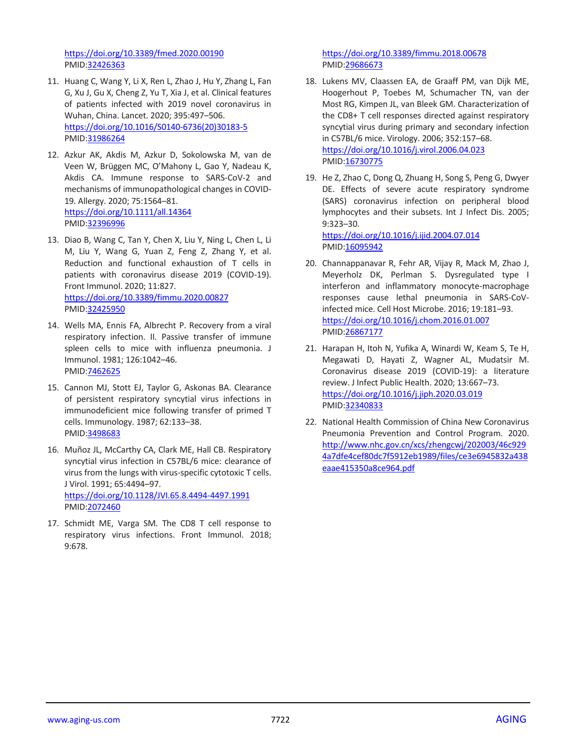https://doi.org/10.3389/fmed.2020.00190
PMID:32426363

11. Huang C, Wang Y, Li X, Ren L, Zhao J, Hu Y, Zhang L, Fan G, Xu J, Gu X, Cheng Z, Yu T, Xia J, et al. Clinical features of patients infected with 2019 novel coronavirus in Wuhan, China. Lancet. 2020; 395:497–506.
https://doi.org/10.1016/S0140-6736(20)30183-5
PMID:31986264

12. Azkur AK, Akdis M, Azkur D, Sokolowska M, van de Veen W, Brüggen MC, O'Mahony L, Gao Y, Nadeau K, Akdis CA. Immune response to SARS-CoV-2 and mechanisms of immunopathological changes in COVID-19. Allergy. 2020; 75:1564–81.
https://doi.org/10.1111/all.14364
PMID:32396996

13. Diao B, Wang C, Tan Y, Chen X, Liu Y, Ning L, Chen L, Li M, Liu Y, Wang G, Yuan Z, Feng Z, Zhang Y, et al. Reduction and functional exhaustion of T cells in patients with coronavirus disease 2019 (COVID-19). Front Immunol. 2020; 11:827.
https://doi.org/10.3389/fimmu.2020.00827
PMID:32425950

14. Wells MA, Ennis FA, Albrecht P. Recovery from a viral respiratory infection. II. Passive transfer of immune spleen cells to mice with influenza pneumonia. J Immunol. 1981; 126:1042–46.
PMID:7462625

15. Cannon MJ, Stott EJ, Taylor G, Askonas BA. Clearance of persistent respiratory syncytial virus infections in immunodeficient mice following transfer of primed T cells. Immunology. 1987; 62:133–38.
PMID:3498683

16. Muñoz JL, McCarthy CA, Clark ME, Hall CB. Respiratory syncytial virus infection in C57BL/6 mice: clearance of virus from the lungs with virus-specific cytotoxic T cells. J Virol. 1991; 65:4494–97.
https://doi.org/10.1128/JVI.65.8.4494-4497.1991
PMID:2072460

17. Schmidt ME, Varga SM. The CD8 T cell response to respiratory virus infections. Front Immunol. 2018; 9:678.
https://doi.org/10.3389/fimmu.2018.00678
PMID:29686673

18. Lukens MV, Claassen EA, de Graaff PM, van Dijk ME, Hoogerhout P, Toebes M, Schumacher TN, van der Most RG, Kimpen JL, van Bleek GM. Characterization of the CD8+ T cell responses directed against respiratory syncytial virus during primary and secondary infection in C57BL/6 mice. Virology. 2006; 352:157–68.
https://doi.org/10.1016/j.virol.2006.04.023
PMID:16730775

19. He Z, Zhao C, Dong Q, Zhuang H, Song S, Peng G, Dwyer DE. Effects of severe acute respiratory syndrome (SARS) coronavirus infection on peripheral blood lymphocytes and their subsets. Int J Infect Dis. 2005; 9:323–30.
https://doi.org/10.1016/j.ijid.2004.07.014
PMID:16095942

20. Channappanavar R, Fehr AR, Vijay R, Mack M, Zhao J, Meyerholz DK, Perlman S. Dysregulated type I interferon and inflammatory monocyte-macrophage responses cause lethal pneumonia in SARS-CoV-infected mice. Cell Host Microbe. 2016; 19:181–93.
https://doi.org/10.1016/j.chom.2016.01.007
PMID:26867177

21. Harapan H, Itoh N, Yufika A, Winardi W, Keam S, Te H, Megawati D, Hayati Z, Wagner AL, Mudatsir M. Coronavirus disease 2019 (COVID-19): a literature review. J Infect Public Health. 2020; 13:667–73.
https://doi.org/10.1016/j.jiph.2020.03.019
PMID:32340833

22. National Health Commission of China New Coronavirus Pneumonia Prevention and Control Program. 2020.
http://www.nhc.gov.cn/xcs/zhengcwj/202003/46c9294a7dfe4cef80dc7f5912eb1989/files/ce3e6945832a438eaae415350a8ce964.pdf